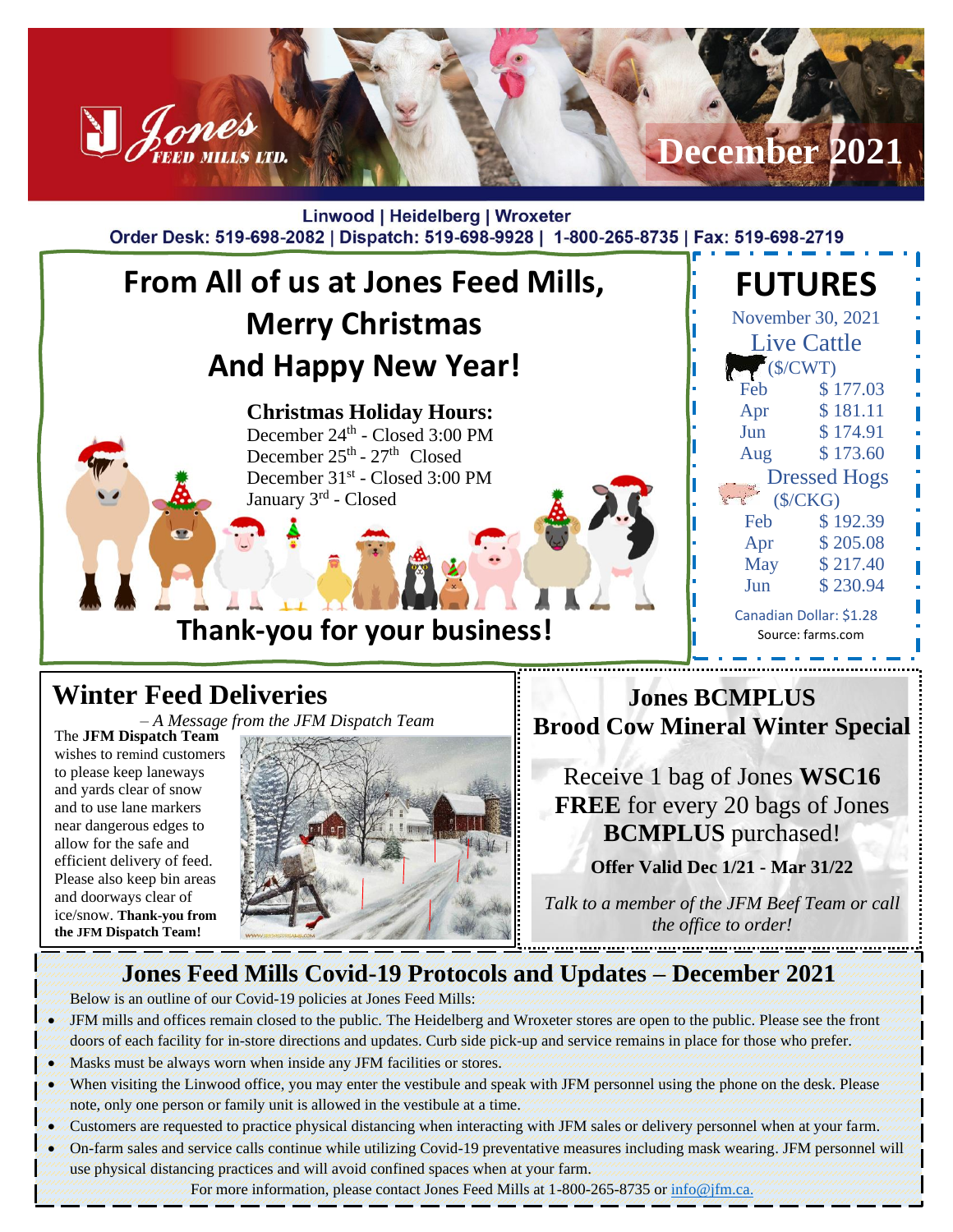# Jones Feed Mills Ltd. — December 2021

Linwood | Heidelberg | Wroxeter

Order Desk: 519-698-2082 | Dispatch: 519-698-9928 | 1-800-265-8735 | Fax: 519-698-2719

## From All of us at Jones Feed Mills, Merry Christmas And Happy New Year!

**Christmas Holiday Hours:**

December 24th - Closed 3:00 PM
December 25th - 27th Closed
December 31st - Closed 3:00 PM
January 3rd - Closed

**Thank-you for your business!**

## FUTURES

November 30, 2021

**Live Cattle ($/CWT)**

| Month | Price |
|---|---|
| Feb | $ 177.03 |
| Apr | $ 181.11 |
| Jun | $ 174.91 |
| Aug | $ 173.60 |

**Dressed Hogs ($/CKG)**

| Month | Price |
|---|---|
| Feb | $ 192.39 |
| Apr | $ 205.08 |
| May | $ 217.40 |
| Jun | $ 230.94 |

Canadian Dollar: $1.28

Source: farms.com

## Winter Feed Deliveries

*– A Message from the JFM Dispatch Team*

The **JFM Dispatch Team** wishes to remind customers to please keep laneways and yards clear of snow and to use lane markers near dangerous edges to allow for the safe and efficient delivery of feed. Please also keep bin areas and doorways clear of ice/snow. **Thank-you from the JFM Dispatch Team!**

## Jones BCMPLUS Brood Cow Mineral Winter Special

Receive 1 bag of Jones **WSC16 FREE** for every 20 bags of Jones **BCMPLUS** purchased!

**Offer Valid Dec 1/21 - Mar 31/22**

*Talk to a member of the JFM Beef Team or call the office to order!*

## Jones Feed Mills Covid-19 Protocols and Updates – December 2021

Below is an outline of our Covid-19 policies at Jones Feed Mills:

- JFM mills and offices remain closed to the public. The Heidelberg and Wroxeter stores are open to the public. Please see the front doors of each facility for in-store directions and updates. Curb side pick-up and service remains in place for those who prefer.
- Masks must be always worn when inside any JFM facilities or stores.
- When visiting the Linwood office, you may enter the vestibule and speak with JFM personnel using the phone on the desk. Please note, only one person or family unit is allowed in the vestibule at a time.
- Customers are requested to practice physical distancing when interacting with JFM sales or delivery personnel when at your farm.
- On-farm sales and service calls continue while utilizing Covid-19 preventative measures including mask wearing. JFM personnel will use physical distancing practices and will avoid confined spaces when at your farm.

For more information, please contact Jones Feed Mills at 1-800-265-8735 or info@jfm.ca.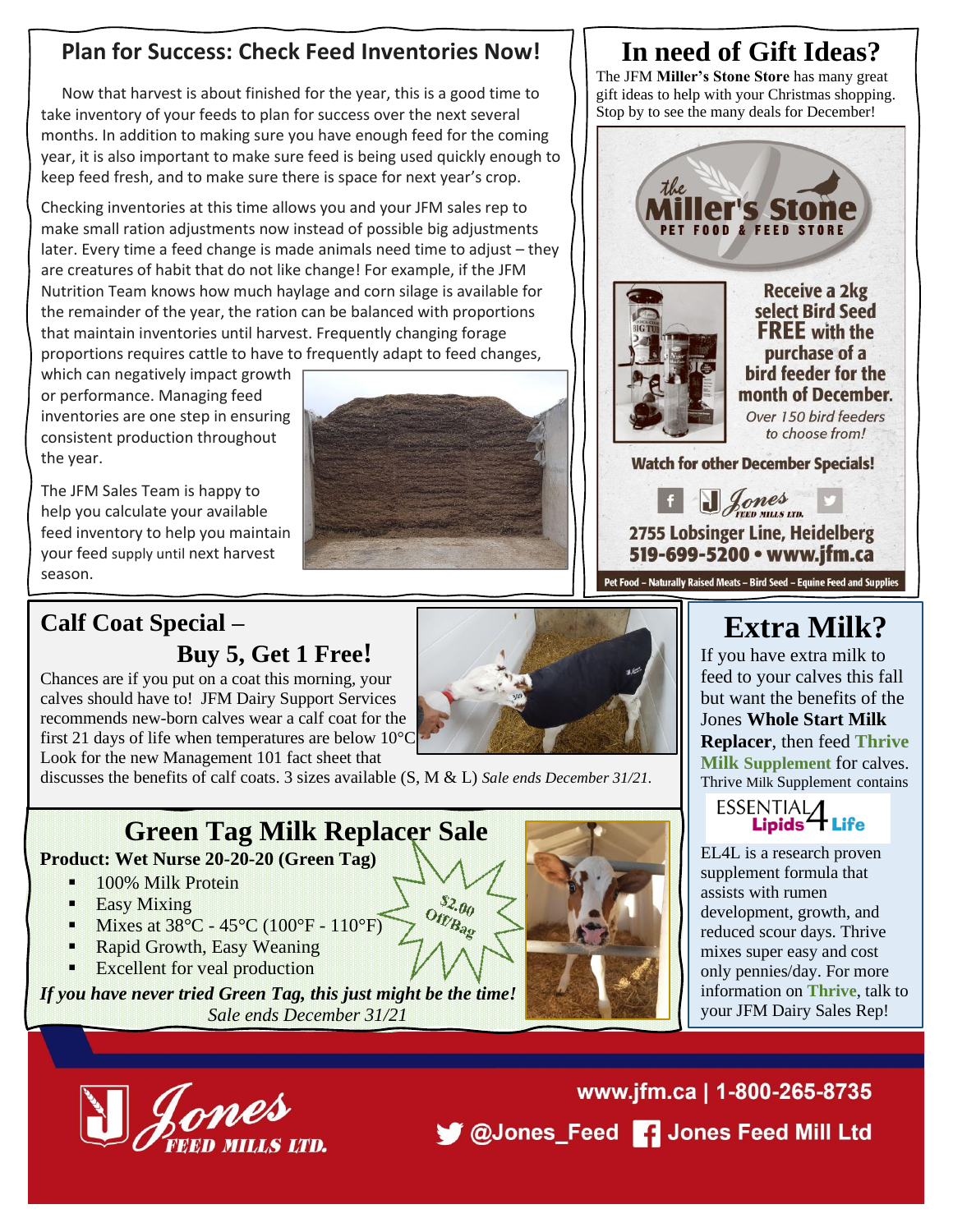## Plan for Success: Check Feed Inventories Now!

Now that harvest is about finished for the year, this is a good time to take inventory of your feeds to plan for success over the next several months. In addition to making sure you have enough feed for the coming year, it is also important to make sure feed is being used quickly enough to keep feed fresh, and to make sure there is space for next year's crop.

Checking inventories at this time allows you and your JFM sales rep to make small ration adjustments now instead of possible big adjustments later. Every time a feed change is made animals need time to adjust – they are creatures of habit that do not like change! For example, if the JFM Nutrition Team knows how much haylage and corn silage is available for the remainder of the year, the ration can be balanced with proportions that maintain inventories until harvest. Frequently changing forage proportions requires cattle to have to frequently adapt to feed changes, which can negatively impact growth or performance. Managing feed inventories are one step in ensuring consistent production throughout the year.

The JFM Sales Team is happy to help you calculate your available feed inventory to help you maintain your feed supply until next harvest season.

## In need of Gift Ideas?

The JFM **Miller's Stone Store** has many great gift ideas to help with your Christmas shopping. Stop by to see the many deals for December!

the Miller's Stone
PET FOOD & FEED STORE

Receive a 2kg select Bird Seed **FREE** with the purchase of a bird feeder for the month of December.

*Over 150 bird feeders to choose from!*

**Watch for other December Specials!**

Jones Feed Mills Ltd.

**2755 Lobsinger Line, Heidelberg**
**519-699-5200 • www.jfm.ca**

Pet Food – Naturally Raised Meats – Bird Seed – Equine Feed and Supplies

## Calf Coat Special – Buy 5, Get 1 Free!

Chances are if you put on a coat this morning, your calves should have to! JFM Dairy Support Services recommends new-born calves wear a calf coat for the first 21 days of life when temperatures are below 10°C. Look for the new Management 101 fact sheet that discusses the benefits of calf coats. 3 sizes available (S, M & L) *Sale ends December 31/21.*

## Extra Milk?

If you have extra milk to feed to your calves this fall but want the benefits of the Jones **Whole Start Milk Replacer**, then feed **Thrive Milk Supplement** for calves. Thrive Milk Supplement contains

ESSENTIAL Lipids 4 Life

EL4L is a research proven supplement formula that assists with rumen development, growth, and reduced scour days. Thrive mixes super easy and cost only pennies/day. For more information on **Thrive**, talk to your JFM Dairy Sales Rep!

## Green Tag Milk Replacer Sale

**Product: Wet Nurse 20-20-20 (Green Tag)**

- 100% Milk Protein
- Easy Mixing
- Mixes at 38°C - 45°C (100°F - 110°F)
- Rapid Growth, Easy Weaning
- Excellent for veal production

$2.00 Off/Bag

***If you have never tried Green Tag, this just might be the time!***
*Sale ends December 31/21*

Jones Feed Mills Ltd.

www.jfm.ca | 1-800-265-8735
@Jones_Feed | Jones Feed Mill Ltd